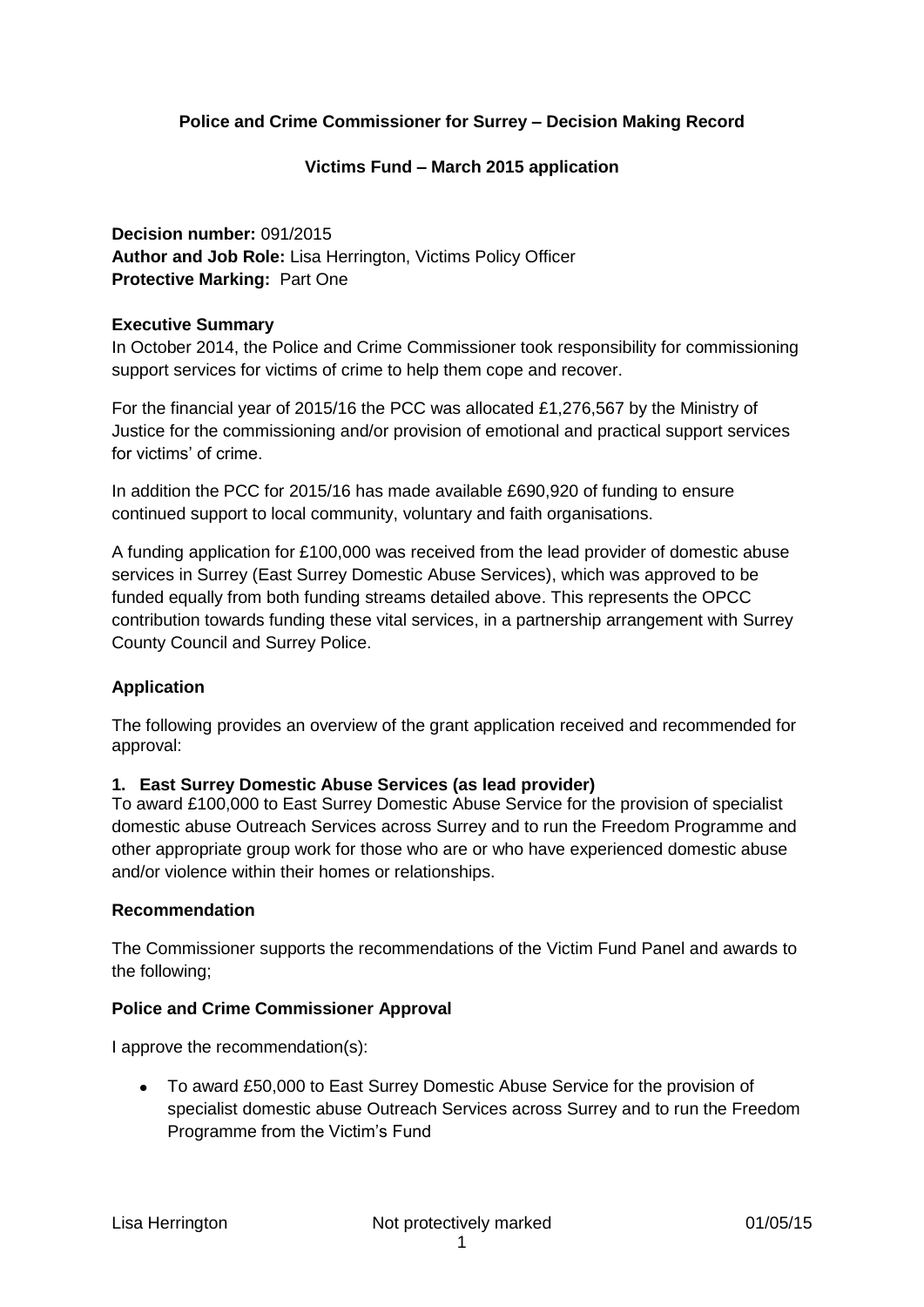**Police and Crime Commissioner for Surrey – Decision Making Record**

**Victims Fund – March 2015 application**

**Decision number:** 091/2015
**Author and Job Role:** Lisa Herrington, Victims Policy Officer
**Protective Marking:** Part One

**Executive Summary**

In October 2014, the Police and Crime Commissioner took responsibility for commissioning support services for victims of crime to help them cope and recover.

For the financial year of 2015/16 the PCC was allocated £1,276,567 by the Ministry of Justice for the commissioning and/or provision of emotional and practical support services for victims' of crime.

In addition the PCC for 2015/16 has made available £690,920 of funding to ensure continued support to local community, voluntary and faith organisations.

A funding application for £100,000 was received from the lead provider of domestic abuse services in Surrey (East Surrey Domestic Abuse Services), which was approved to be funded equally from both funding streams detailed above. This represents the OPCC contribution towards funding these vital services, in a partnership arrangement with Surrey County Council and Surrey Police.

**Application**

The following provides an overview of the grant application received and recommended for approval:

**1. East Surrey Domestic Abuse Services (as lead provider)**

To award £100,000 to East Surrey Domestic Abuse Service for the provision of specialist domestic abuse Outreach Services across Surrey and to run the Freedom Programme and other appropriate group work for those who are or who have experienced domestic abuse and/or violence within their homes or relationships.

**Recommendation**

The Commissioner supports the recommendations of the Victim Fund Panel and awards to the following;

**Police and Crime Commissioner Approval**

I approve the recommendation(s):

- To award £50,000 to East Surrey Domestic Abuse Service for the provision of specialist domestic abuse Outreach Services across Surrey and to run the Freedom Programme from the Victim's Fund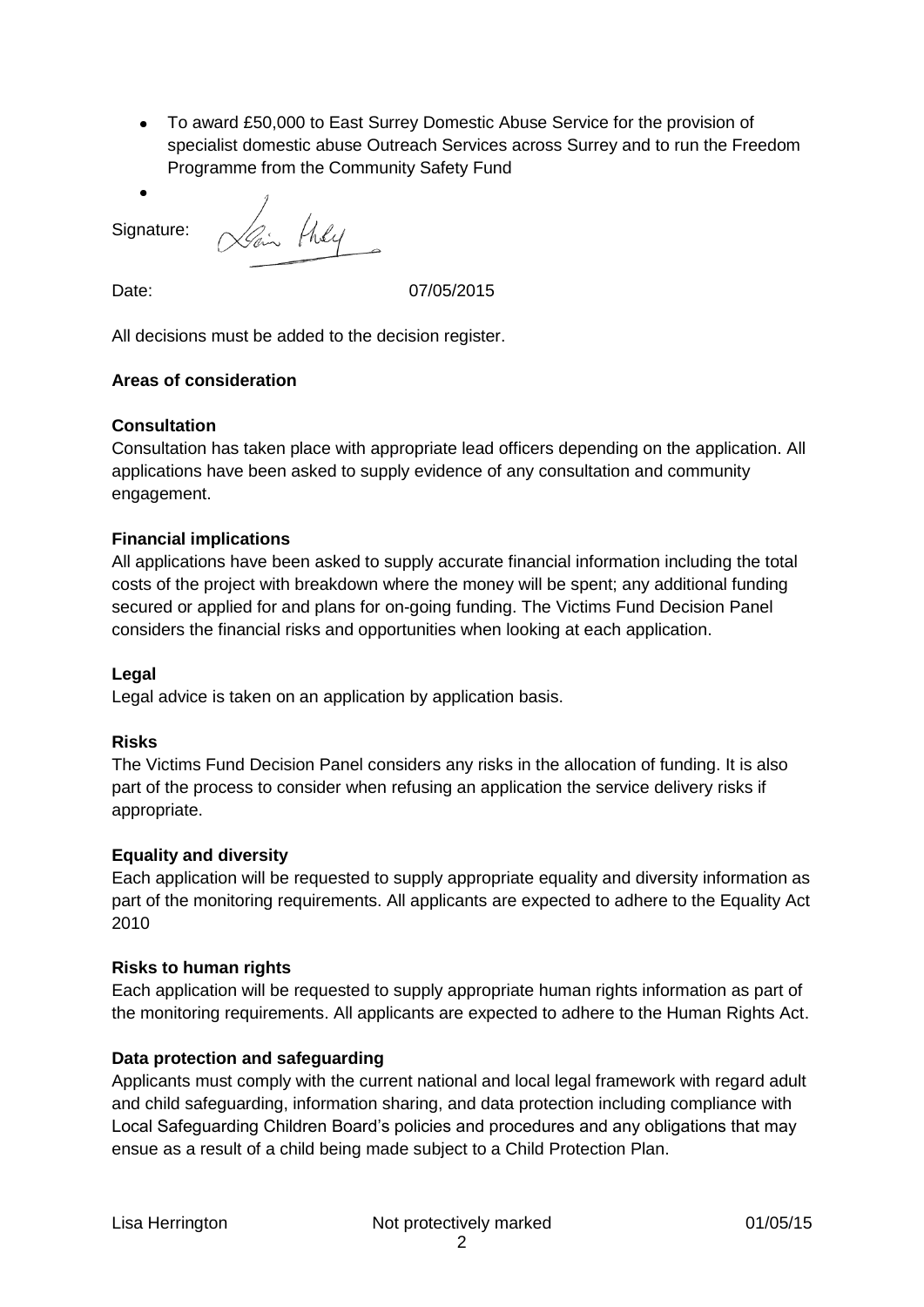- To award £50,000 to East Surrey Domestic Abuse Service for the provision of specialist domestic abuse Outreach Services across Surrey and to run the Freedom Programme from the Community Safety Fund
- 

Signature:

Date: 07/05/2015

All decisions must be added to the decision register.

**Areas of consideration**

**Consultation**
Consultation has taken place with appropriate lead officers depending on the application. All applications have been asked to supply evidence of any consultation and community engagement.

**Financial implications**
All applications have been asked to supply accurate financial information including the total costs of the project with breakdown where the money will be spent; any additional funding secured or applied for and plans for on-going funding. The Victims Fund Decision Panel considers the financial risks and opportunities when looking at each application.

**Legal**
Legal advice is taken on an application by application basis.

**Risks**
The Victims Fund Decision Panel considers any risks in the allocation of funding. It is also part of the process to consider when refusing an application the service delivery risks if appropriate.

**Equality and diversity**
Each application will be requested to supply appropriate equality and diversity information as part of the monitoring requirements. All applicants are expected to adhere to the Equality Act 2010

**Risks to human rights**
Each application will be requested to supply appropriate human rights information as part of the monitoring requirements. All applicants are expected to adhere to the Human Rights Act.

**Data protection and safeguarding**
Applicants must comply with the current national and local legal framework with regard adult and child safeguarding, information sharing, and data protection including compliance with Local Safeguarding Children Board's policies and procedures and any obligations that may ensue as a result of a child being made subject to a Child Protection Plan.